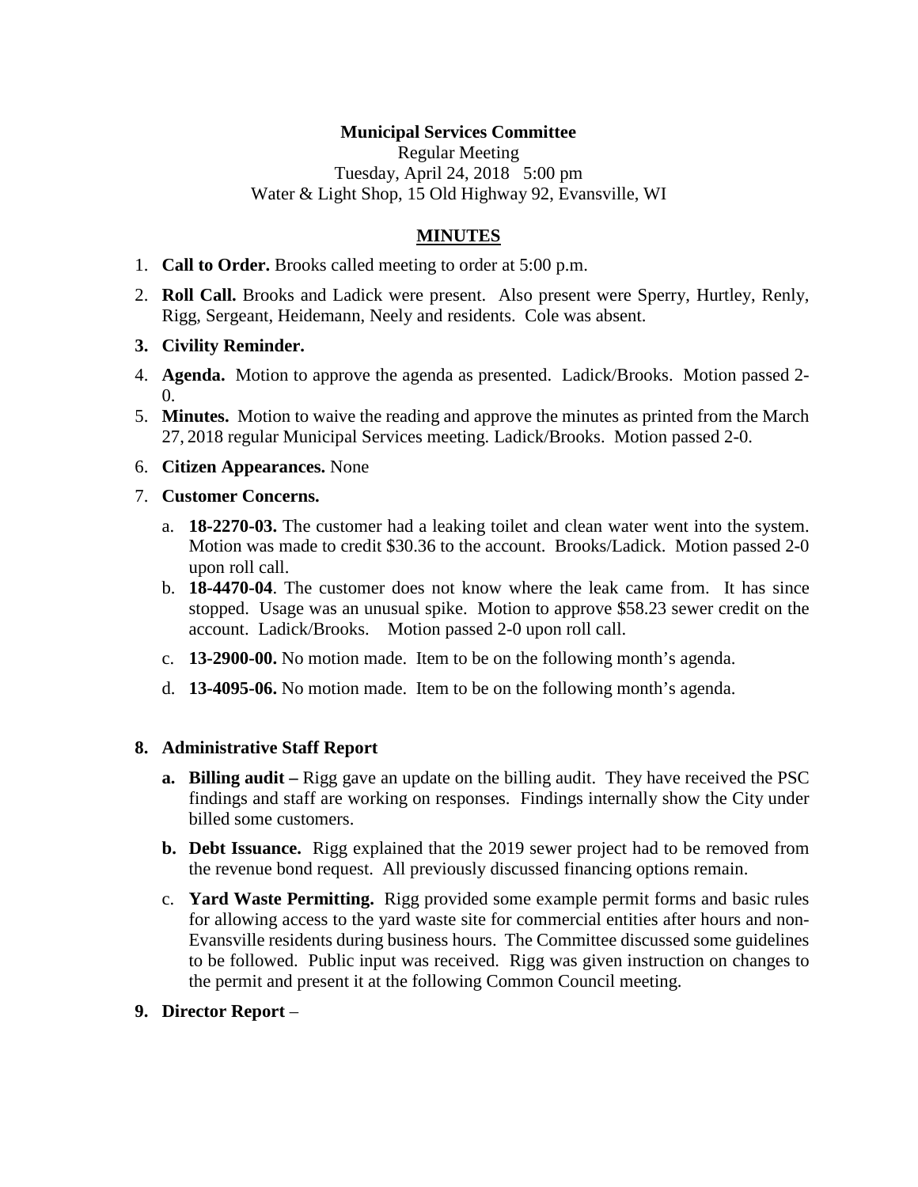**Municipal Services Committee**

Regular Meeting
Tuesday, April 24, 2018 5:00 pm
Water & Light Shop, 15 Old Highway 92, Evansville, WI

**MINUTES**

1. **Call to Order.** Brooks called meeting to order at 5:00 p.m.
2. **Roll Call.** Brooks and Ladick were present. Also present were Sperry, Hurtley, Renly, Rigg, Sergeant, Heidemann, Neely and residents. Cole was absent.
3. **Civility Reminder.**
4. **Agenda.** Motion to approve the agenda as presented. Ladick/Brooks. Motion passed 2-0.
5. **Minutes.** Motion to waive the reading and approve the minutes as printed from the March 27, 2018 regular Municipal Services meeting. Ladick/Brooks. Motion passed 2-0.
6. **Citizen Appearances.** None
7. **Customer Concerns.**
   a. **18-2270-03.** The customer had a leaking toilet and clean water went into the system. Motion was made to credit $30.36 to the account. Brooks/Ladick. Motion passed 2-0 upon roll call.
   b. **18-4470-04**. The customer does not know where the leak came from. It has since stopped. Usage was an unusual spike. Motion to approve $58.23 sewer credit on the account. Ladick/Brooks. Motion passed 2-0 upon roll call.
   c. **13-2900-00.** No motion made. Item to be on the following month's agenda.
   d. **13-4095-06.** No motion made. Item to be on the following month's agenda.

8. **Administrative Staff Report**
   a. **Billing audit –** Rigg gave an update on the billing audit. They have received the PSC findings and staff are working on responses. Findings internally show the City under billed some customers.
   b. **Debt Issuance.** Rigg explained that the 2019 sewer project had to be removed from the revenue bond request. All previously discussed financing options remain.
   c. **Yard Waste Permitting.** Rigg provided some example permit forms and basic rules for allowing access to the yard waste site for commercial entities after hours and non-Evansville residents during business hours. The Committee discussed some guidelines to be followed. Public input was received. Rigg was given instruction on changes to the permit and present it at the following Common Council meeting.
9. **Director Report** –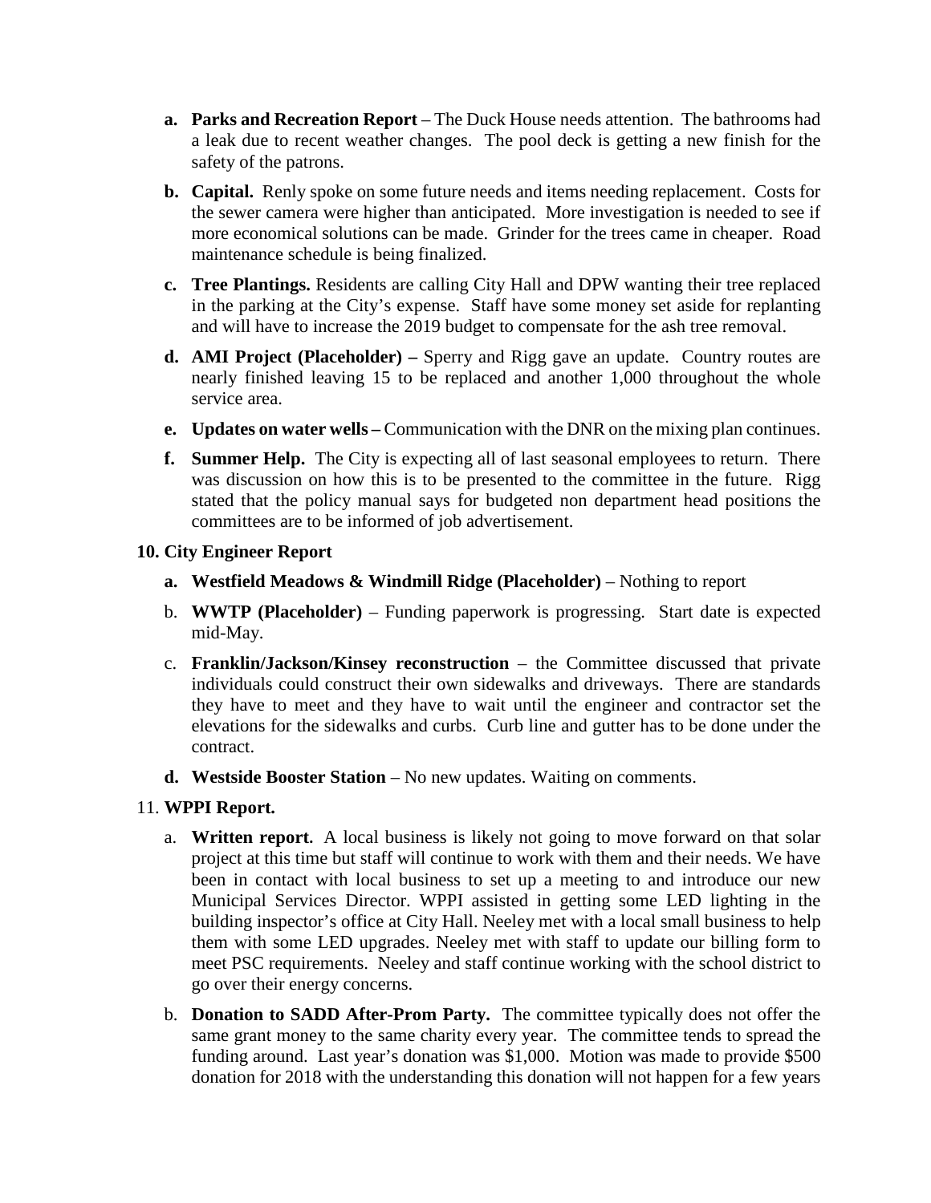a. **Parks and Recreation Report** – The Duck House needs attention. The bathrooms had a leak due to recent weather changes. The pool deck is getting a new finish for the safety of the patrons.

b. **Capital.** Renly spoke on some future needs and items needing replacement. Costs for the sewer camera were higher than anticipated. More investigation is needed to see if more economical solutions can be made. Grinder for the trees came in cheaper. Road maintenance schedule is being finalized.

c. **Tree Plantings.** Residents are calling City Hall and DPW wanting their tree replaced in the parking at the City's expense. Staff have some money set aside for replanting and will have to increase the 2019 budget to compensate for the ash tree removal.

d. **AMI Project (Placeholder) –** Sperry and Rigg gave an update. Country routes are nearly finished leaving 15 to be replaced and another 1,000 throughout the whole service area.

e. **Updates on water wells –** Communication with the DNR on the mixing plan continues.

f. **Summer Help.** The City is expecting all of last seasonal employees to return. There was discussion on how this is to be presented to the committee in the future. Rigg stated that the policy manual says for budgeted non department head positions the committees are to be informed of job advertisement.

**10. City Engineer Report**

a. **Westfield Meadows & Windmill Ridge (Placeholder)** – Nothing to report

b. **WWTP (Placeholder)** – Funding paperwork is progressing. Start date is expected mid-May.

c. **Franklin/Jackson/Kinsey reconstruction** – the Committee discussed that private individuals could construct their own sidewalks and driveways. There are standards they have to meet and they have to wait until the engineer and contractor set the elevations for the sidewalks and curbs. Curb line and gutter has to be done under the contract.

d. **Westside Booster Station** – No new updates. Waiting on comments.

11. **WPPI Report.**

a. **Written report.** A local business is likely not going to move forward on that solar project at this time but staff will continue to work with them and their needs. We have been in contact with local business to set up a meeting to and introduce our new Municipal Services Director. WPPI assisted in getting some LED lighting in the building inspector's office at City Hall. Neeley met with a local small business to help them with some LED upgrades. Neeley met with staff to update our billing form to meet PSC requirements. Neeley and staff continue working with the school district to go over their energy concerns.

b. **Donation to SADD After-Prom Party.** The committee typically does not offer the same grant money to the same charity every year. The committee tends to spread the funding around. Last year's donation was $1,000. Motion was made to provide $500 donation for 2018 with the understanding this donation will not happen for a few years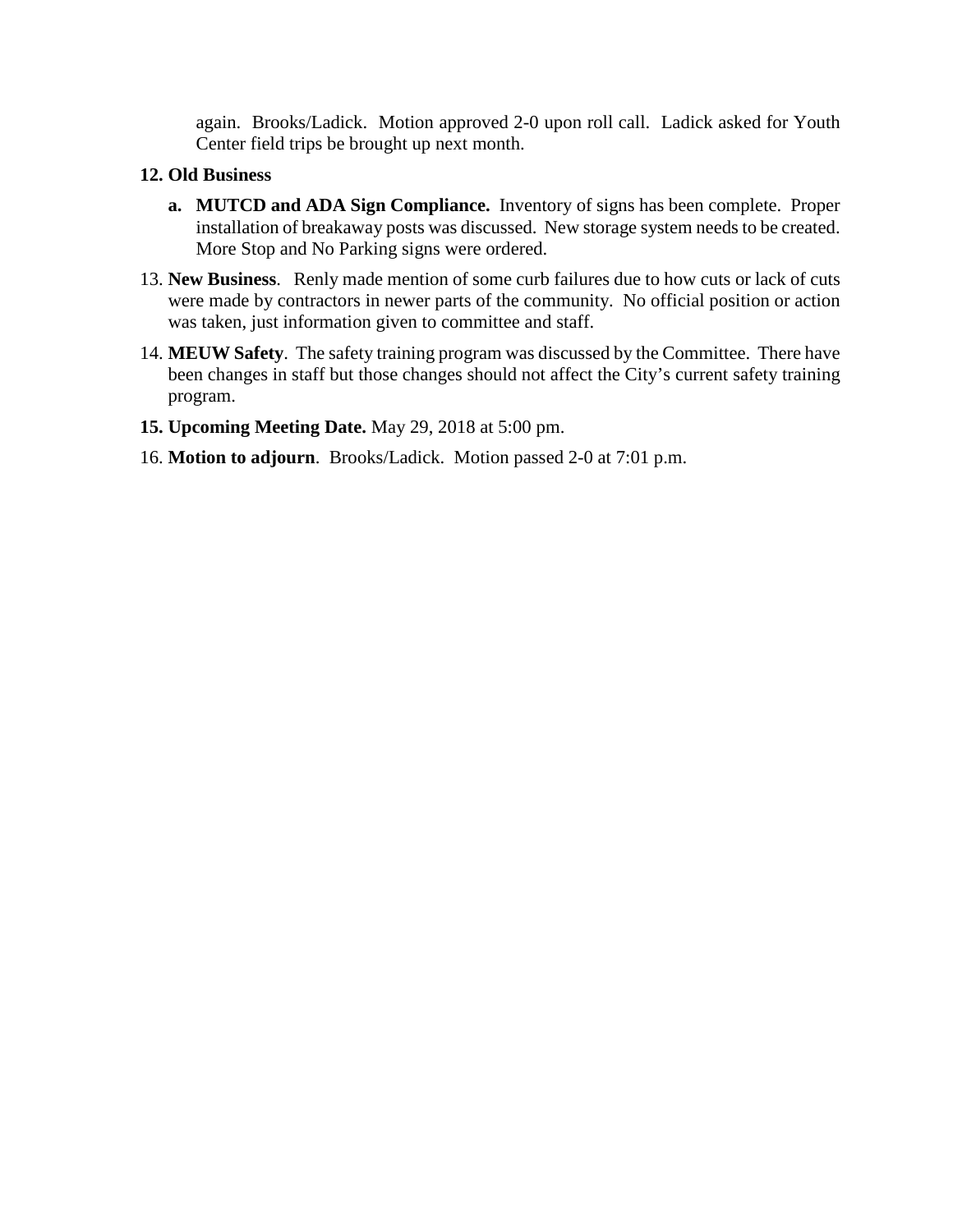again. Brooks/Ladick. Motion approved 2-0 upon roll call. Ladick asked for Youth Center field trips be brought up next month.

**12. Old Business**

   a. **MUTCD and ADA Sign Compliance.** Inventory of signs has been complete. Proper installation of breakaway posts was discussed. New storage system needs to be created. More Stop and No Parking signs were ordered.

13. **New Business**. Renly made mention of some curb failures due to how cuts or lack of cuts were made by contractors in newer parts of the community. No official position or action was taken, just information given to committee and staff.

14. **MEUW Safety**. The safety training program was discussed by the Committee. There have been changes in staff but those changes should not affect the City's current safety training program.

**15. Upcoming Meeting Date.** May 29, 2018 at 5:00 pm.

16. **Motion to adjourn**. Brooks/Ladick. Motion passed 2-0 at 7:01 p.m.